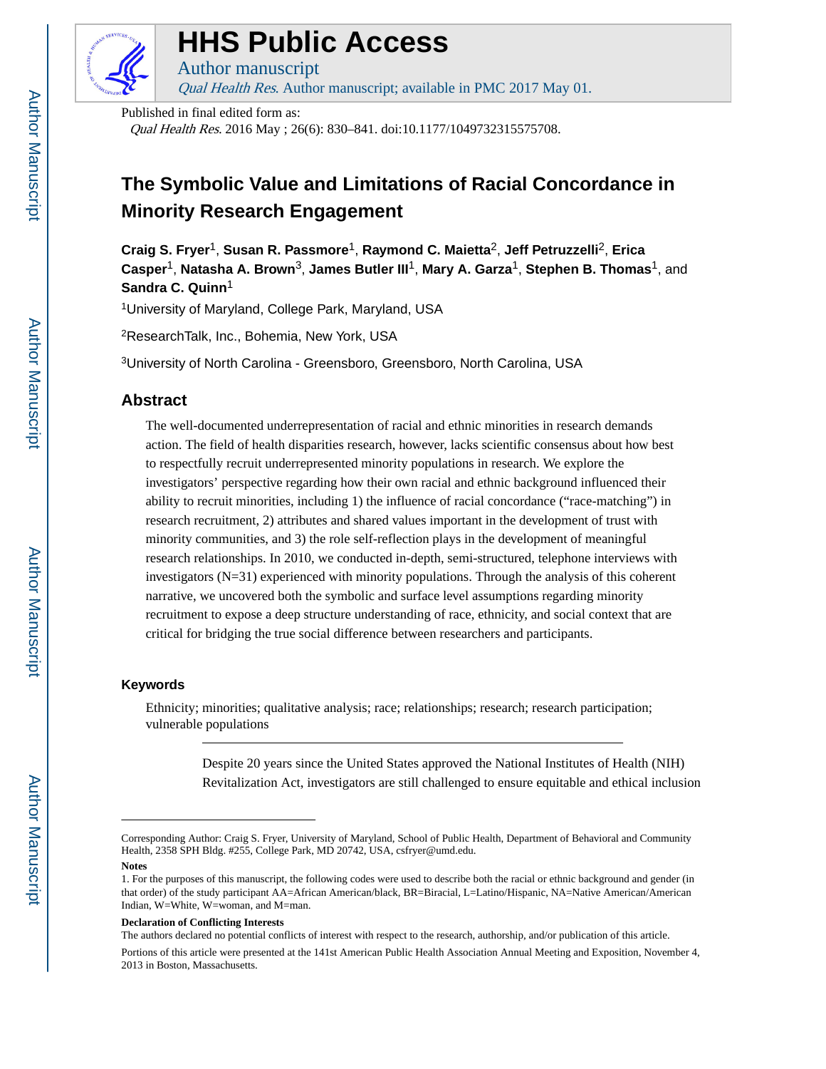# HHS Public Access

Author manuscript

*Qual Health Res*. Author manuscript; available in PMC 2017 May 01.

Published in final edited form as:

*Qual Health Res*. 2016 May ; 26(6): 830–841. doi:10.1177/1049732315575708.

## The Symbolic Value and Limitations of Racial Concordance in Minority Research Engagement

**Craig S. Fryer**[1], **Susan R. Passmore**[1], **Raymond C. Maietta**[2], **Jeff Petruzzelli**[2], **Erica Casper**[1], **Natasha A. Brown**[3], **James Butler III**[1], **Mary A. Garza**[1], **Stephen B. Thomas**[1], and **Sandra C. Quinn**[1]

[1]University of Maryland, College Park, Maryland, USA

[2]ResearchTalk, Inc., Bohemia, New York, USA

[3]University of North Carolina - Greensboro, Greensboro, North Carolina, USA

### Abstract

The well-documented underrepresentation of racial and ethnic minorities in research demands action. The field of health disparities research, however, lacks scientific consensus about how best to respectfully recruit underrepresented minority populations in research. We explore the investigators' perspective regarding how their own racial and ethnic background influenced their ability to recruit minorities, including 1) the influence of racial concordance ("race-matching") in research recruitment, 2) attributes and shared values important in the development of trust with minority communities, and 3) the role self-reflection plays in the development of meaningful research relationships. In 2010, we conducted in-depth, semi-structured, telephone interviews with investigators (N=31) experienced with minority populations. Through the analysis of this coherent narrative, we uncovered both the symbolic and surface level assumptions regarding minority recruitment to expose a deep structure understanding of race, ethnicity, and social context that are critical for bridging the true social difference between researchers and participants.

### Keywords

Ethnicity; minorities; qualitative analysis; race; relationships; research; research participation; vulnerable populations

---

Despite 20 years since the United States approved the National Institutes of Health (NIH) Revitalization Act, investigators are still challenged to ensure equitable and ethical inclusion

---

Corresponding Author: Craig S. Fryer, University of Maryland, School of Public Health, Department of Behavioral and Community Health, 2358 SPH Bldg. #255, College Park, MD 20742, USA, csfryer@umd.edu.

**Notes**

1. For the purposes of this manuscript, the following codes were used to describe both the racial or ethnic background and gender (in that order) of the study participant AA=African American/black, BR=Biracial, L=Latino/Hispanic, NA=Native American/American Indian, W=White, W=woman, and M=man.

**Declaration of Conflicting Interests**

The authors declared no potential conflicts of interest with respect to the research, authorship, and/or publication of this article.

Portions of this article were presented at the 141st American Public Health Association Annual Meeting and Exposition, November 4, 2013 in Boston, Massachusetts.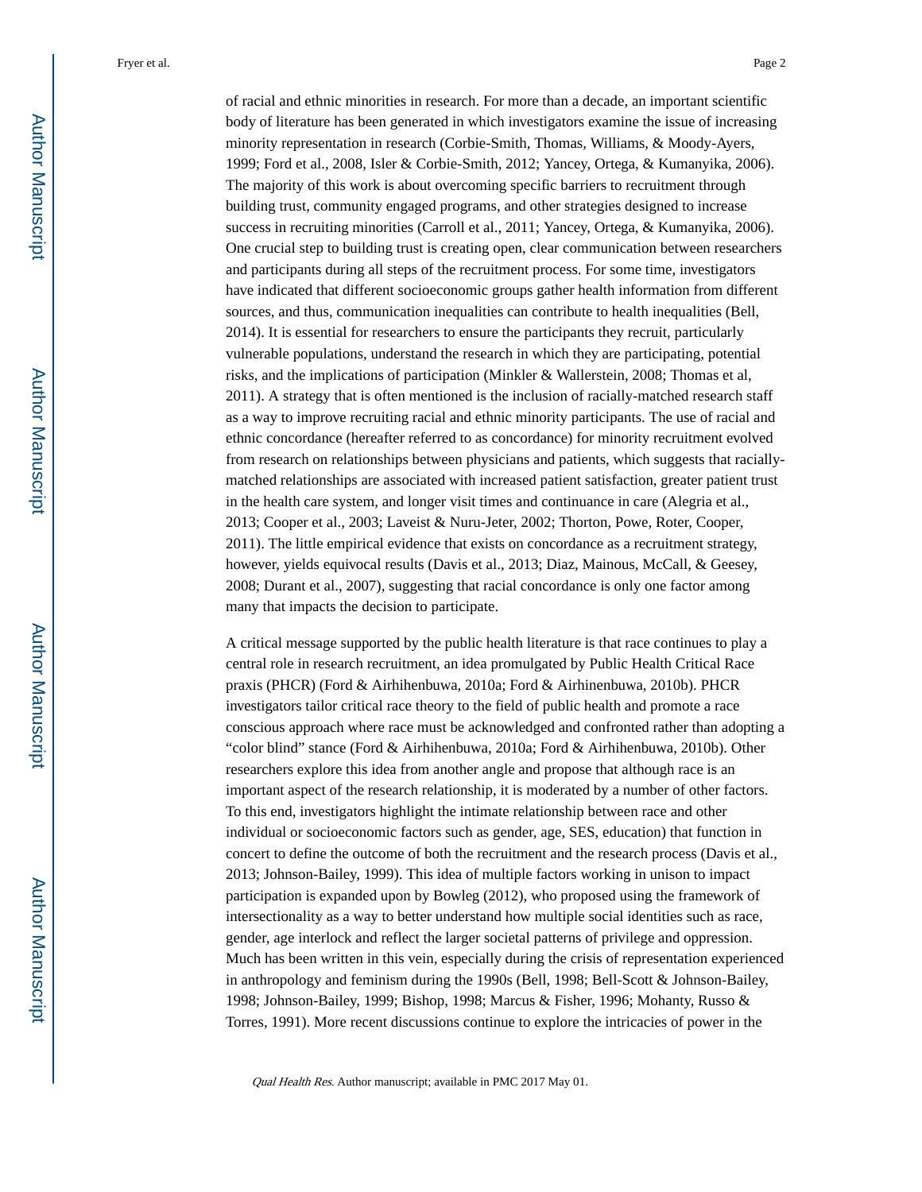of racial and ethnic minorities in research. For more than a decade, an important scientific body of literature has been generated in which investigators examine the issue of increasing minority representation in research (Corbie-Smith, Thomas, Williams, & Moody-Ayers, 1999; Ford et al., 2008, Isler & Corbie-Smith, 2012; Yancey, Ortega, & Kumanyika, 2006). The majority of this work is about overcoming specific barriers to recruitment through building trust, community engaged programs, and other strategies designed to increase success in recruiting minorities (Carroll et al., 2011; Yancey, Ortega, & Kumanyika, 2006). One crucial step to building trust is creating open, clear communication between researchers and participants during all steps of the recruitment process. For some time, investigators have indicated that different socioeconomic groups gather health information from different sources, and thus, communication inequalities can contribute to health inequalities (Bell, 2014). It is essential for researchers to ensure the participants they recruit, particularly vulnerable populations, understand the research in which they are participating, potential risks, and the implications of participation (Minkler & Wallerstein, 2008; Thomas et al, 2011). A strategy that is often mentioned is the inclusion of racially-matched research staff as a way to improve recruiting racial and ethnic minority participants. The use of racial and ethnic concordance (hereafter referred to as concordance) for minority recruitment evolved from research on relationships between physicians and patients, which suggests that racially-matched relationships are associated with increased patient satisfaction, greater patient trust in the health care system, and longer visit times and continuance in care (Alegria et al., 2013; Cooper et al., 2003; Laveist & Nuru-Jeter, 2002; Thorton, Powe, Roter, Cooper, 2011). The little empirical evidence that exists on concordance as a recruitment strategy, however, yields equivocal results (Davis et al., 2013; Diaz, Mainous, McCall, & Geesey, 2008; Durant et al., 2007), suggesting that racial concordance is only one factor among many that impacts the decision to participate.

A critical message supported by the public health literature is that race continues to play a central role in research recruitment, an idea promulgated by Public Health Critical Race praxis (PHCR) (Ford & Airhihenbuwa, 2010a; Ford & Airhinenbuwa, 2010b). PHCR investigators tailor critical race theory to the field of public health and promote a race conscious approach where race must be acknowledged and confronted rather than adopting a “color blind” stance (Ford & Airhihenbuwa, 2010a; Ford & Airhihenbuwa, 2010b). Other researchers explore this idea from another angle and propose that although race is an important aspect of the research relationship, it is moderated by a number of other factors. To this end, investigators highlight the intimate relationship between race and other individual or socioeconomic factors such as gender, age, SES, education) that function in concert to define the outcome of both the recruitment and the research process (Davis et al., 2013; Johnson-Bailey, 1999). This idea of multiple factors working in unison to impact participation is expanded upon by Bowleg (2012), who proposed using the framework of intersectionality as a way to better understand how multiple social identities such as race, gender, age interlock and reflect the larger societal patterns of privilege and oppression. Much has been written in this vein, especially during the crisis of representation experienced in anthropology and feminism during the 1990s (Bell, 1998; Bell-Scott & Johnson-Bailey, 1998; Johnson-Bailey, 1999; Bishop, 1998; Marcus & Fisher, 1996; Mohanty, Russo & Torres, 1991). More recent discussions continue to explore the intricacies of power in the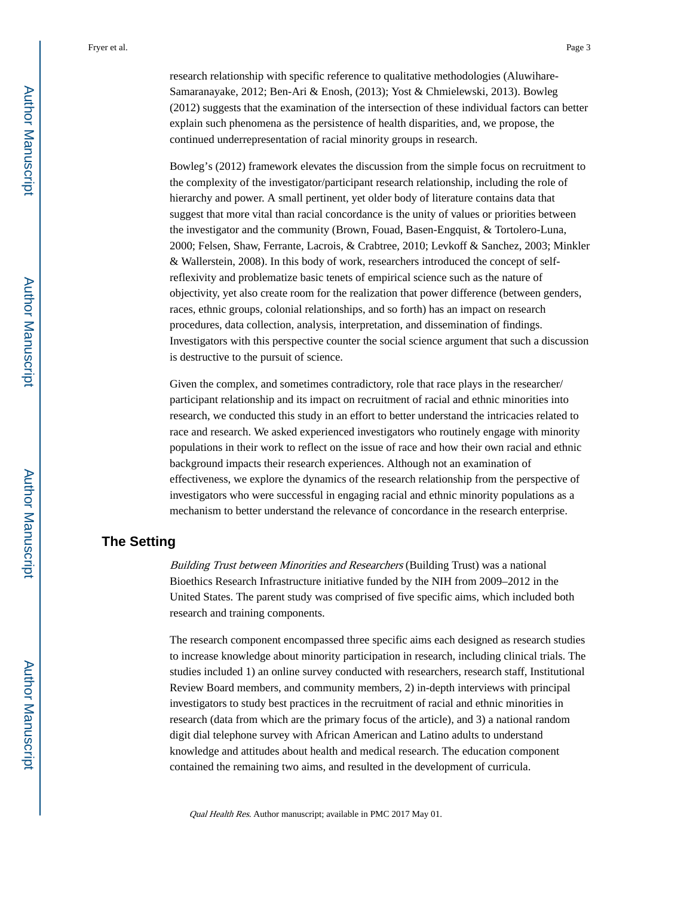research relationship with specific reference to qualitative methodologies (Aluwihare-Samaranayake, 2012; Ben-Ari & Enosh, (2013); Yost & Chmielewski, 2013). Bowleg (2012) suggests that the examination of the intersection of these individual factors can better explain such phenomena as the persistence of health disparities, and, we propose, the continued underrepresentation of racial minority groups in research.

Bowleg's (2012) framework elevates the discussion from the simple focus on recruitment to the complexity of the investigator/participant research relationship, including the role of hierarchy and power. A small pertinent, yet older body of literature contains data that suggest that more vital than racial concordance is the unity of values or priorities between the investigator and the community (Brown, Fouad, Basen-Engquist, & Tortolero-Luna, 2000; Felsen, Shaw, Ferrante, Lacrois, & Crabtree, 2010; Levkoff & Sanchez, 2003; Minkler & Wallerstein, 2008). In this body of work, researchers introduced the concept of self-reflexivity and problematize basic tenets of empirical science such as the nature of objectivity, yet also create room for the realization that power difference (between genders, races, ethnic groups, colonial relationships, and so forth) has an impact on research procedures, data collection, analysis, interpretation, and dissemination of findings. Investigators with this perspective counter the social science argument that such a discussion is destructive to the pursuit of science.

Given the complex, and sometimes contradictory, role that race plays in the researcher/participant relationship and its impact on recruitment of racial and ethnic minorities into research, we conducted this study in an effort to better understand the intricacies related to race and research. We asked experienced investigators who routinely engage with minority populations in their work to reflect on the issue of race and how their own racial and ethnic background impacts their research experiences. Although not an examination of effectiveness, we explore the dynamics of the research relationship from the perspective of investigators who were successful in engaging racial and ethnic minority populations as a mechanism to better understand the relevance of concordance in the research enterprise.

## The Setting

*Building Trust between Minorities and Researchers* (Building Trust) was a national Bioethics Research Infrastructure initiative funded by the NIH from 2009–2012 in the United States. The parent study was comprised of five specific aims, which included both research and training components.

The research component encompassed three specific aims each designed as research studies to increase knowledge about minority participation in research, including clinical trials. The studies included 1) an online survey conducted with researchers, research staff, Institutional Review Board members, and community members, 2) in-depth interviews with principal investigators to study best practices in the recruitment of racial and ethnic minorities in research (data from which are the primary focus of the article), and 3) a national random digit dial telephone survey with African American and Latino adults to understand knowledge and attitudes about health and medical research. The education component contained the remaining two aims, and resulted in the development of curricula.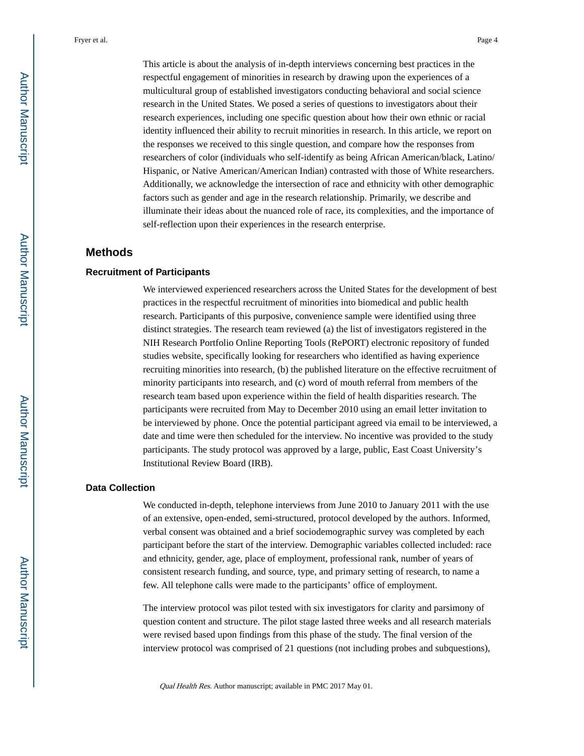This article is about the analysis of in-depth interviews concerning best practices in the respectful engagement of minorities in research by drawing upon the experiences of a multicultural group of established investigators conducting behavioral and social science research in the United States. We posed a series of questions to investigators about their research experiences, including one specific question about how their own ethnic or racial identity influenced their ability to recruit minorities in research. In this article, we report on the responses we received to this single question, and compare how the responses from researchers of color (individuals who self-identify as being African American/black, Latino/Hispanic, or Native American/American Indian) contrasted with those of White researchers. Additionally, we acknowledge the intersection of race and ethnicity with other demographic factors such as gender and age in the research relationship. Primarily, we describe and illuminate their ideas about the nuanced role of race, its complexities, and the importance of self-reflection upon their experiences in the research enterprise.

## Methods

### Recruitment of Participants

We interviewed experienced researchers across the United States for the development of best practices in the respectful recruitment of minorities into biomedical and public health research. Participants of this purposive, convenience sample were identified using three distinct strategies. The research team reviewed (a) the list of investigators registered in the NIH Research Portfolio Online Reporting Tools (RePORT) electronic repository of funded studies website, specifically looking for researchers who identified as having experience recruiting minorities into research, (b) the published literature on the effective recruitment of minority participants into research, and (c) word of mouth referral from members of the research team based upon experience within the field of health disparities research. The participants were recruited from May to December 2010 using an email letter invitation to be interviewed by phone. Once the potential participant agreed via email to be interviewed, a date and time were then scheduled for the interview. No incentive was provided to the study participants. The study protocol was approved by a large, public, East Coast University's Institutional Review Board (IRB).

### Data Collection

We conducted in-depth, telephone interviews from June 2010 to January 2011 with the use of an extensive, open-ended, semi-structured, protocol developed by the authors. Informed, verbal consent was obtained and a brief sociodemographic survey was completed by each participant before the start of the interview. Demographic variables collected included: race and ethnicity, gender, age, place of employment, professional rank, number of years of consistent research funding, and source, type, and primary setting of research, to name a few. All telephone calls were made to the participants' office of employment.

The interview protocol was pilot tested with six investigators for clarity and parsimony of question content and structure. The pilot stage lasted three weeks and all research materials were revised based upon findings from this phase of the study. The final version of the interview protocol was comprised of 21 questions (not including probes and subquestions),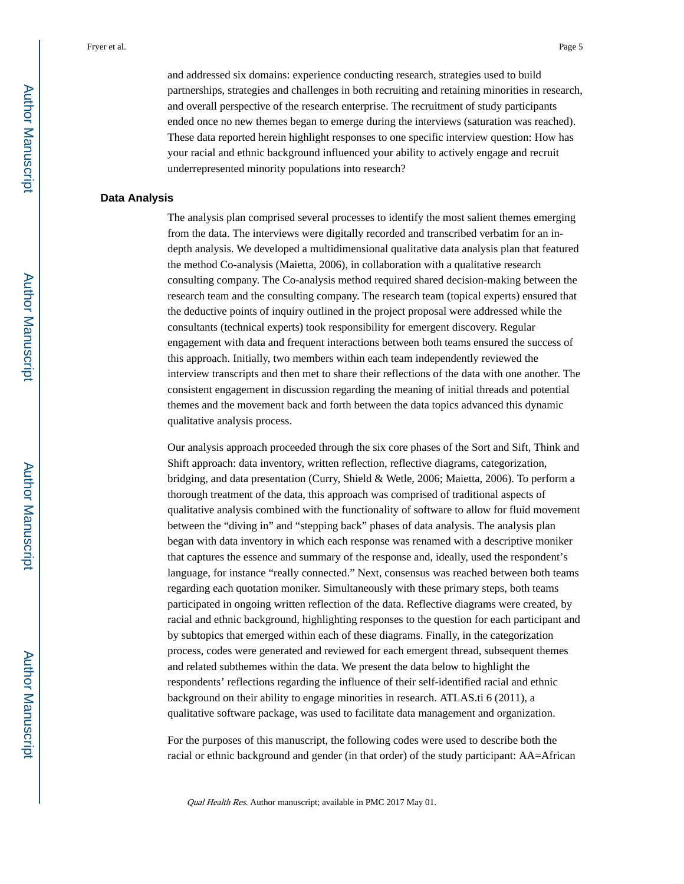and addressed six domains: experience conducting research, strategies used to build partnerships, strategies and challenges in both recruiting and retaining minorities in research, and overall perspective of the research enterprise. The recruitment of study participants ended once no new themes began to emerge during the interviews (saturation was reached). These data reported herein highlight responses to one specific interview question: How has your racial and ethnic background influenced your ability to actively engage and recruit underrepresented minority populations into research?

## Data Analysis

The analysis plan comprised several processes to identify the most salient themes emerging from the data. The interviews were digitally recorded and transcribed verbatim for an in-depth analysis. We developed a multidimensional qualitative data analysis plan that featured the method Co-analysis (Maietta, 2006), in collaboration with a qualitative research consulting company. The Co-analysis method required shared decision-making between the research team and the consulting company. The research team (topical experts) ensured that the deductive points of inquiry outlined in the project proposal were addressed while the consultants (technical experts) took responsibility for emergent discovery. Regular engagement with data and frequent interactions between both teams ensured the success of this approach. Initially, two members within each team independently reviewed the interview transcripts and then met to share their reflections of the data with one another. The consistent engagement in discussion regarding the meaning of initial threads and potential themes and the movement back and forth between the data topics advanced this dynamic qualitative analysis process.

Our analysis approach proceeded through the six core phases of the Sort and Sift, Think and Shift approach: data inventory, written reflection, reflective diagrams, categorization, bridging, and data presentation (Curry, Shield & Wetle, 2006; Maietta, 2006). To perform a thorough treatment of the data, this approach was comprised of traditional aspects of qualitative analysis combined with the functionality of software to allow for fluid movement between the "diving in" and "stepping back" phases of data analysis. The analysis plan began with data inventory in which each response was renamed with a descriptive moniker that captures the essence and summary of the response and, ideally, used the respondent's language, for instance "really connected." Next, consensus was reached between both teams regarding each quotation moniker. Simultaneously with these primary steps, both teams participated in ongoing written reflection of the data. Reflective diagrams were created, by racial and ethnic background, highlighting responses to the question for each participant and by subtopics that emerged within each of these diagrams. Finally, in the categorization process, codes were generated and reviewed for each emergent thread, subsequent themes and related subthemes within the data. We present the data below to highlight the respondents' reflections regarding the influence of their self-identified racial and ethnic background on their ability to engage minorities in research. ATLAS.ti 6 (2011), a qualitative software package, was used to facilitate data management and organization.

For the purposes of this manuscript, the following codes were used to describe both the racial or ethnic background and gender (in that order) of the study participant: AA=African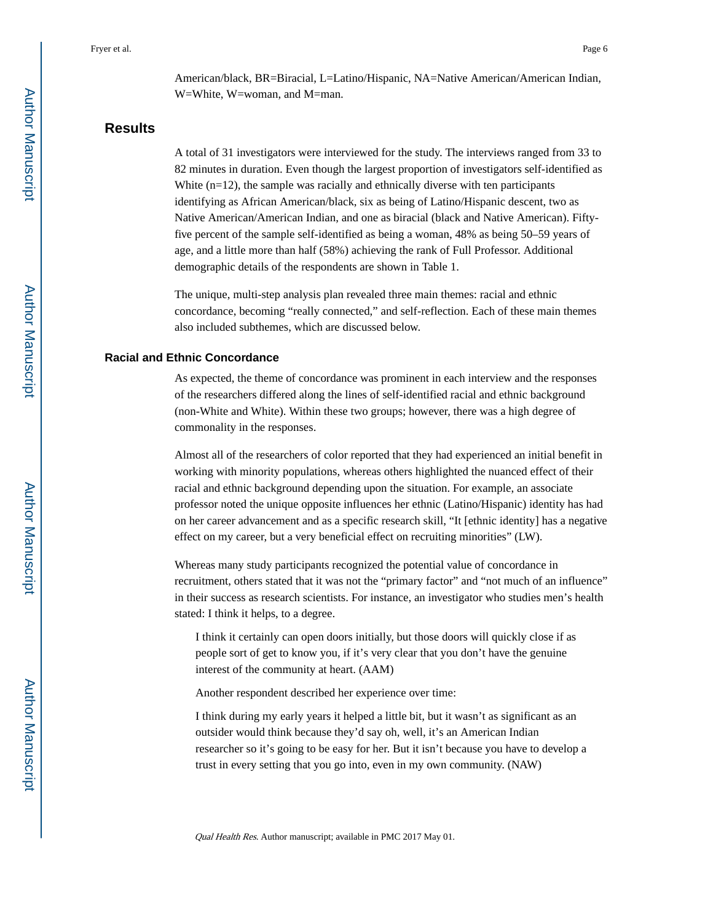American/black, BR=Biracial, L=Latino/Hispanic, NA=Native American/American Indian, W=White, W=woman, and M=man.

## Results

A total of 31 investigators were interviewed for the study. The interviews ranged from 33 to 82 minutes in duration. Even though the largest proportion of investigators self-identified as White (n=12), the sample was racially and ethnically diverse with ten participants identifying as African American/black, six as being of Latino/Hispanic descent, two as Native American/American Indian, and one as biracial (black and Native American). Fifty-five percent of the sample self-identified as being a woman, 48% as being 50–59 years of age, and a little more than half (58%) achieving the rank of Full Professor. Additional demographic details of the respondents are shown in Table 1.

The unique, multi-step analysis plan revealed three main themes: racial and ethnic concordance, becoming "really connected," and self-reflection. Each of these main themes also included subthemes, which are discussed below.

### Racial and Ethnic Concordance

As expected, the theme of concordance was prominent in each interview and the responses of the researchers differed along the lines of self-identified racial and ethnic background (non-White and White). Within these two groups; however, there was a high degree of commonality in the responses.

Almost all of the researchers of color reported that they had experienced an initial benefit in working with minority populations, whereas others highlighted the nuanced effect of their racial and ethnic background depending upon the situation. For example, an associate professor noted the unique opposite influences her ethnic (Latino/Hispanic) identity has had on her career advancement and as a specific research skill, "It [ethnic identity] has a negative effect on my career, but a very beneficial effect on recruiting minorities" (LW).

Whereas many study participants recognized the potential value of concordance in recruitment, others stated that it was not the "primary factor" and "not much of an influence" in their success as research scientists. For instance, an investigator who studies men's health stated: I think it helps, to a degree.

> I think it certainly can open doors initially, but those doors will quickly close if as people sort of get to know you, if it's very clear that you don't have the genuine interest of the community at heart. (AAM)
>
> Another respondent described her experience over time:
>
> I think during my early years it helped a little bit, but it wasn't as significant as an outsider would think because they'd say oh, well, it's an American Indian researcher so it's going to be easy for her. But it isn't because you have to develop a trust in every setting that you go into, even in my own community. (NAW)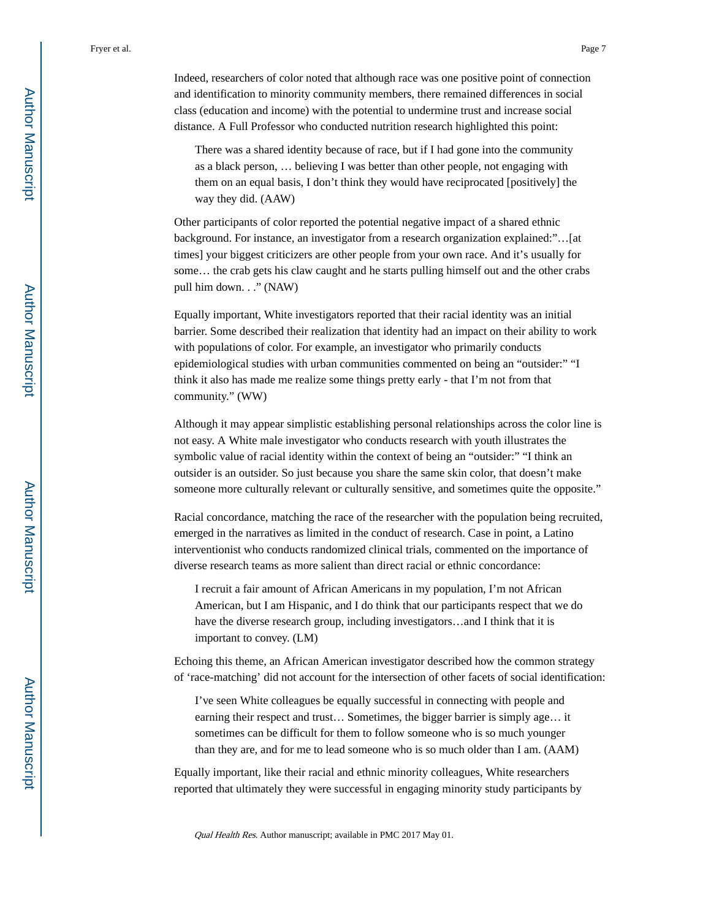Indeed, researchers of color noted that although race was one positive point of connection and identification to minority community members, there remained differences in social class (education and income) with the potential to undermine trust and increase social distance. A Full Professor who conducted nutrition research highlighted this point:

> There was a shared identity because of race, but if I had gone into the community as a black person, … believing I was better than other people, not engaging with them on an equal basis, I don't think they would have reciprocated [positively] the way they did. (AAW)

Other participants of color reported the potential negative impact of a shared ethnic background. For instance, an investigator from a research organization explained:"…[at times] your biggest criticizers are other people from your own race. And it's usually for some… the crab gets his claw caught and he starts pulling himself out and the other crabs pull him down. . ." (NAW)

Equally important, White investigators reported that their racial identity was an initial barrier. Some described their realization that identity had an impact on their ability to work with populations of color. For example, an investigator who primarily conducts epidemiological studies with urban communities commented on being an "outsider:" "I think it also has made me realize some things pretty early - that I'm not from that community." (WW)

Although it may appear simplistic establishing personal relationships across the color line is not easy. A White male investigator who conducts research with youth illustrates the symbolic value of racial identity within the context of being an "outsider:" "I think an outsider is an outsider. So just because you share the same skin color, that doesn't make someone more culturally relevant or culturally sensitive, and sometimes quite the opposite."

Racial concordance, matching the race of the researcher with the population being recruited, emerged in the narratives as limited in the conduct of research. Case in point, a Latino interventionist who conducts randomized clinical trials, commented on the importance of diverse research teams as more salient than direct racial or ethnic concordance:

> I recruit a fair amount of African Americans in my population, I'm not African American, but I am Hispanic, and I do think that our participants respect that we do have the diverse research group, including investigators…and I think that it is important to convey. (LM)

Echoing this theme, an African American investigator described how the common strategy of 'race-matching' did not account for the intersection of other facets of social identification:

> I've seen White colleagues be equally successful in connecting with people and earning their respect and trust… Sometimes, the bigger barrier is simply age… it sometimes can be difficult for them to follow someone who is so much younger than they are, and for me to lead someone who is so much older than I am. (AAM)

Equally important, like their racial and ethnic minority colleagues, White researchers reported that ultimately they were successful in engaging minority study participants by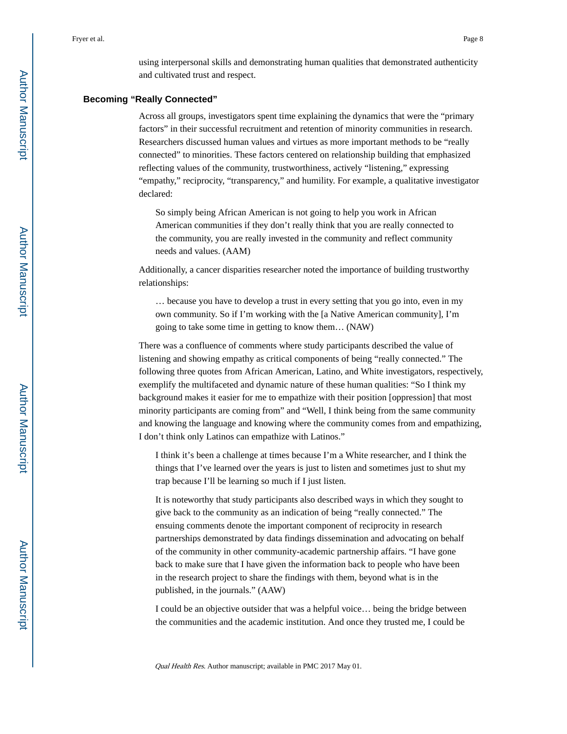using interpersonal skills and demonstrating human qualities that demonstrated authenticity and cultivated trust and respect.

### Becoming "Really Connected"

Across all groups, investigators spent time explaining the dynamics that were the "primary factors" in their successful recruitment and retention of minority communities in research. Researchers discussed human values and virtues as more important methods to be "really connected" to minorities. These factors centered on relationship building that emphasized reflecting values of the community, trustworthiness, actively "listening," expressing "empathy," reciprocity, "transparency," and humility. For example, a qualitative investigator declared:

> So simply being African American is not going to help you work in African American communities if they don't really think that you are really connected to the community, you are really invested in the community and reflect community needs and values. (AAM)

Additionally, a cancer disparities researcher noted the importance of building trustworthy relationships:

> … because you have to develop a trust in every setting that you go into, even in my own community. So if I'm working with the [a Native American community], I'm going to take some time in getting to know them… (NAW)

There was a confluence of comments where study participants described the value of listening and showing empathy as critical components of being "really connected." The following three quotes from African American, Latino, and White investigators, respectively, exemplify the multifaceted and dynamic nature of these human qualities: "So I think my background makes it easier for me to empathize with their position [oppression] that most minority participants are coming from" and "Well, I think being from the same community and knowing the language and knowing where the community comes from and empathizing, I don't think only Latinos can empathize with Latinos."

> I think it's been a challenge at times because I'm a White researcher, and I think the things that I've learned over the years is just to listen and sometimes just to shut my trap because I'll be learning so much if I just listen.
>
> It is noteworthy that study participants also described ways in which they sought to give back to the community as an indication of being "really connected." The ensuing comments denote the important component of reciprocity in research partnerships demonstrated by data findings dissemination and advocating on behalf of the community in other community-academic partnership affairs. "I have gone back to make sure that I have given the information back to people who have been in the research project to share the findings with them, beyond what is in the published, in the journals." (AAW)
>
> I could be an objective outsider that was a helpful voice… being the bridge between the communities and the academic institution. And once they trusted me, I could be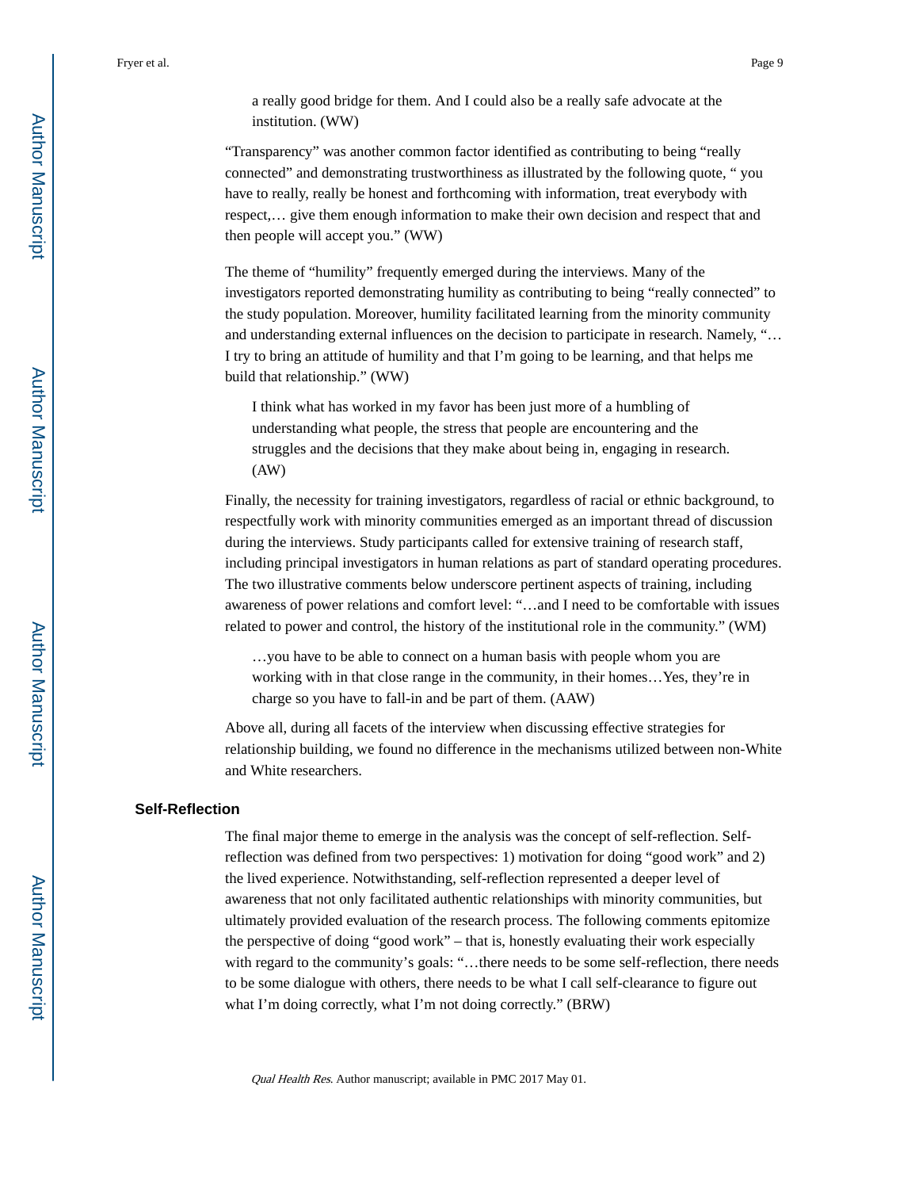a really good bridge for them. And I could also be a really safe advocate at the institution. (WW)

"Transparency" was another common factor identified as contributing to being "really connected" and demonstrating trustworthiness as illustrated by the following quote, " you have to really, really be honest and forthcoming with information, treat everybody with respect,… give them enough information to make their own decision and respect that and then people will accept you." (WW)

The theme of "humility" frequently emerged during the interviews. Many of the investigators reported demonstrating humility as contributing to being "really connected" to the study population. Moreover, humility facilitated learning from the minority community and understanding external influences on the decision to participate in research. Namely, "… I try to bring an attitude of humility and that I'm going to be learning, and that helps me build that relationship." (WW)

> I think what has worked in my favor has been just more of a humbling of understanding what people, the stress that people are encountering and the struggles and the decisions that they make about being in, engaging in research. (AW)

Finally, the necessity for training investigators, regardless of racial or ethnic background, to respectfully work with minority communities emerged as an important thread of discussion during the interviews. Study participants called for extensive training of research staff, including principal investigators in human relations as part of standard operating procedures. The two illustrative comments below underscore pertinent aspects of training, including awareness of power relations and comfort level: "…and I need to be comfortable with issues related to power and control, the history of the institutional role in the community." (WM)

> …you have to be able to connect on a human basis with people whom you are working with in that close range in the community, in their homes…Yes, they're in charge so you have to fall-in and be part of them. (AAW)

Above all, during all facets of the interview when discussing effective strategies for relationship building, we found no difference in the mechanisms utilized between non-White and White researchers.

### Self-Reflection

The final major theme to emerge in the analysis was the concept of self-reflection. Self-reflection was defined from two perspectives: 1) motivation for doing "good work" and 2) the lived experience. Notwithstanding, self-reflection represented a deeper level of awareness that not only facilitated authentic relationships with minority communities, but ultimately provided evaluation of the research process. The following comments epitomize the perspective of doing "good work" – that is, honestly evaluating their work especially with regard to the community's goals: "…there needs to be some self-reflection, there needs to be some dialogue with others, there needs to be what I call self-clearance to figure out what I'm doing correctly, what I'm not doing correctly." (BRW)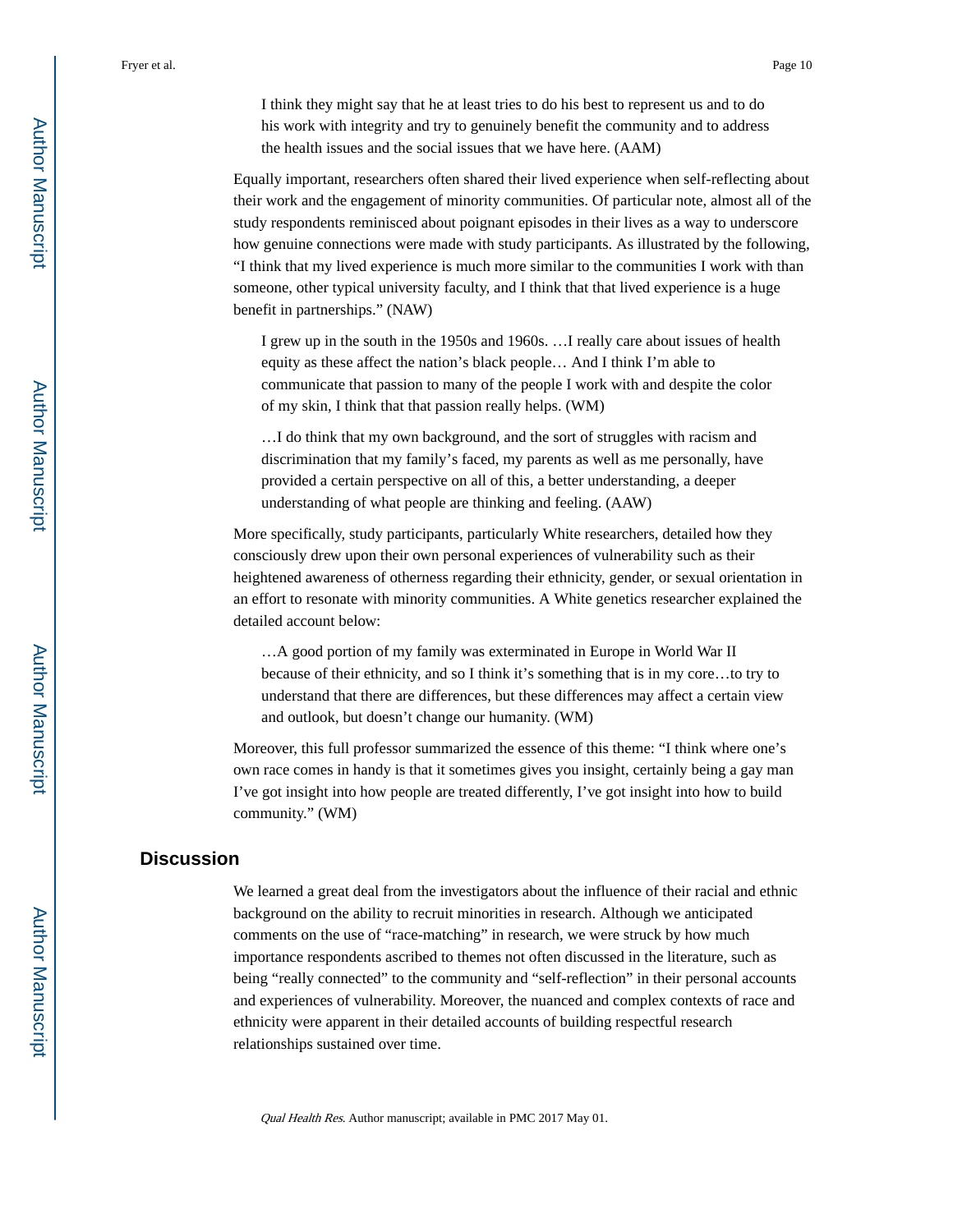> I think they might say that he at least tries to do his best to represent us and to do his work with integrity and try to genuinely benefit the community and to address the health issues and the social issues that we have here. (AAM)

Equally important, researchers often shared their lived experience when self-reflecting about their work and the engagement of minority communities. Of particular note, almost all of the study respondents reminisced about poignant episodes in their lives as a way to underscore how genuine connections were made with study participants. As illustrated by the following, "I think that my lived experience is much more similar to the communities I work with than someone, other typical university faculty, and I think that that lived experience is a huge benefit in partnerships." (NAW)

> I grew up in the south in the 1950s and 1960s. …I really care about issues of health equity as these affect the nation's black people… And I think I'm able to communicate that passion to many of the people I work with and despite the color of my skin, I think that that passion really helps. (WM)

> …I do think that my own background, and the sort of struggles with racism and discrimination that my family's faced, my parents as well as me personally, have provided a certain perspective on all of this, a better understanding, a deeper understanding of what people are thinking and feeling. (AAW)

More specifically, study participants, particularly White researchers, detailed how they consciously drew upon their own personal experiences of vulnerability such as their heightened awareness of otherness regarding their ethnicity, gender, or sexual orientation in an effort to resonate with minority communities. A White genetics researcher explained the detailed account below:

> …A good portion of my family was exterminated in Europe in World War II because of their ethnicity, and so I think it's something that is in my core…to try to understand that there are differences, but these differences may affect a certain view and outlook, but doesn't change our humanity. (WM)

Moreover, this full professor summarized the essence of this theme: "I think where one's own race comes in handy is that it sometimes gives you insight, certainly being a gay man I've got insight into how people are treated differently, I've got insight into how to build community." (WM)

## Discussion

We learned a great deal from the investigators about the influence of their racial and ethnic background on the ability to recruit minorities in research. Although we anticipated comments on the use of "race-matching" in research, we were struck by how much importance respondents ascribed to themes not often discussed in the literature, such as being "really connected" to the community and "self-reflection" in their personal accounts and experiences of vulnerability. Moreover, the nuanced and complex contexts of race and ethnicity were apparent in their detailed accounts of building respectful research relationships sustained over time.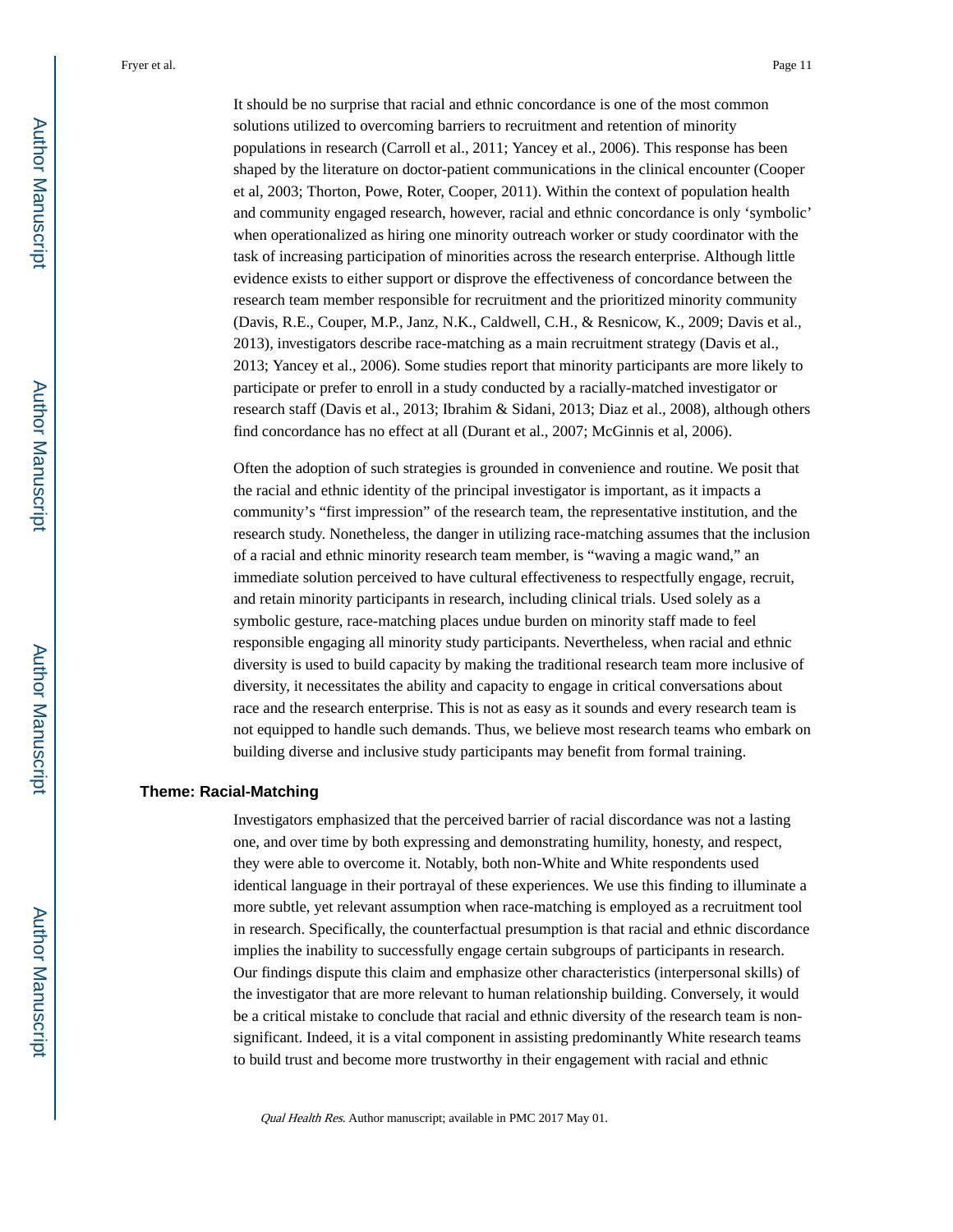It should be no surprise that racial and ethnic concordance is one of the most common solutions utilized to overcoming barriers to recruitment and retention of minority populations in research (Carroll et al., 2011; Yancey et al., 2006). This response has been shaped by the literature on doctor-patient communications in the clinical encounter (Cooper et al, 2003; Thorton, Powe, Roter, Cooper, 2011). Within the context of population health and community engaged research, however, racial and ethnic concordance is only 'symbolic' when operationalized as hiring one minority outreach worker or study coordinator with the task of increasing participation of minorities across the research enterprise. Although little evidence exists to either support or disprove the effectiveness of concordance between the research team member responsible for recruitment and the prioritized minority community (Davis, R.E., Couper, M.P., Janz, N.K., Caldwell, C.H., & Resnicow, K., 2009; Davis et al., 2013), investigators describe race-matching as a main recruitment strategy (Davis et al., 2013; Yancey et al., 2006). Some studies report that minority participants are more likely to participate or prefer to enroll in a study conducted by a racially-matched investigator or research staff (Davis et al., 2013; Ibrahim & Sidani, 2013; Diaz et al., 2008), although others find concordance has no effect at all (Durant et al., 2007; McGinnis et al, 2006).

Often the adoption of such strategies is grounded in convenience and routine. We posit that the racial and ethnic identity of the principal investigator is important, as it impacts a community's "first impression" of the research team, the representative institution, and the research study. Nonetheless, the danger in utilizing race-matching assumes that the inclusion of a racial and ethnic minority research team member, is "waving a magic wand," an immediate solution perceived to have cultural effectiveness to respectfully engage, recruit, and retain minority participants in research, including clinical trials. Used solely as a symbolic gesture, race-matching places undue burden on minority staff made to feel responsible engaging all minority study participants. Nevertheless, when racial and ethnic diversity is used to build capacity by making the traditional research team more inclusive of diversity, it necessitates the ability and capacity to engage in critical conversations about race and the research enterprise. This is not as easy as it sounds and every research team is not equipped to handle such demands. Thus, we believe most research teams who embark on building diverse and inclusive study participants may benefit from formal training.

### Theme: Racial-Matching

Investigators emphasized that the perceived barrier of racial discordance was not a lasting one, and over time by both expressing and demonstrating humility, honesty, and respect, they were able to overcome it. Notably, both non-White and White respondents used identical language in their portrayal of these experiences. We use this finding to illuminate a more subtle, yet relevant assumption when race-matching is employed as a recruitment tool in research. Specifically, the counterfactual presumption is that racial and ethnic discordance implies the inability to successfully engage certain subgroups of participants in research. Our findings dispute this claim and emphasize other characteristics (interpersonal skills) of the investigator that are more relevant to human relationship building. Conversely, it would be a critical mistake to conclude that racial and ethnic diversity of the research team is non-significant. Indeed, it is a vital component in assisting predominantly White research teams to build trust and become more trustworthy in their engagement with racial and ethnic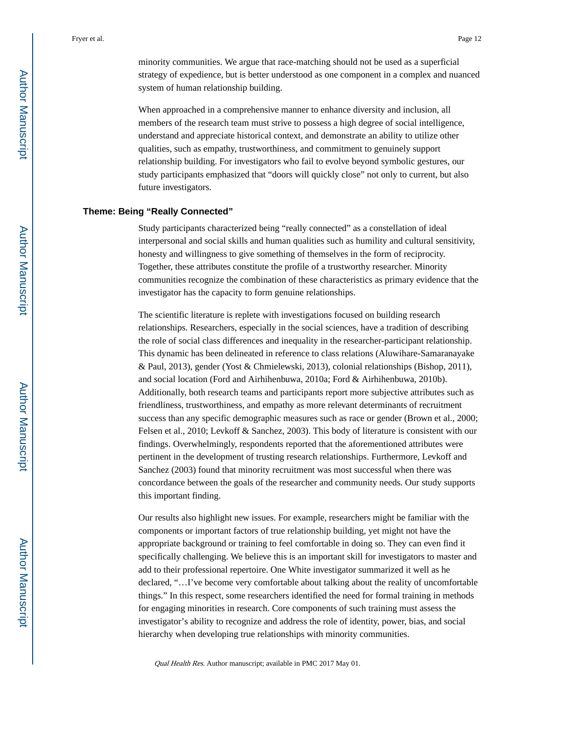minority communities. We argue that race-matching should not be used as a superficial strategy of expedience, but is better understood as one component in a complex and nuanced system of human relationship building.

When approached in a comprehensive manner to enhance diversity and inclusion, all members of the research team must strive to possess a high degree of social intelligence, understand and appreciate historical context, and demonstrate an ability to utilize other qualities, such as empathy, trustworthiness, and commitment to genuinely support relationship building. For investigators who fail to evolve beyond symbolic gestures, our study participants emphasized that "doors will quickly close" not only to current, but also future investigators.

### Theme: Being "Really Connected"

Study participants characterized being "really connected" as a constellation of ideal interpersonal and social skills and human qualities such as humility and cultural sensitivity, honesty and willingness to give something of themselves in the form of reciprocity. Together, these attributes constitute the profile of a trustworthy researcher. Minority communities recognize the combination of these characteristics as primary evidence that the investigator has the capacity to form genuine relationships.

The scientific literature is replete with investigations focused on building research relationships. Researchers, especially in the social sciences, have a tradition of describing the role of social class differences and inequality in the researcher-participant relationship. This dynamic has been delineated in reference to class relations (Aluwihare-Samaranayake & Paul, 2013), gender (Yost & Chmielewski, 2013), colonial relationships (Bishop, 2011), and social location (Ford and Airhihenbuwa, 2010a; Ford & Airhihenbuwa, 2010b). Additionally, both research teams and participants report more subjective attributes such as friendliness, trustworthiness, and empathy as more relevant determinants of recruitment success than any specific demographic measures such as race or gender (Brown et al., 2000; Felsen et al., 2010; Levkoff & Sanchez, 2003). This body of literature is consistent with our findings. Overwhelmingly, respondents reported that the aforementioned attributes were pertinent in the development of trusting research relationships. Furthermore, Levkoff and Sanchez (2003) found that minority recruitment was most successful when there was concordance between the goals of the researcher and community needs. Our study supports this important finding.

Our results also highlight new issues. For example, researchers might be familiar with the components or important factors of true relationship building, yet might not have the appropriate background or training to feel comfortable in doing so. They can even find it specifically challenging. We believe this is an important skill for investigators to master and add to their professional repertoire. One White investigator summarized it well as he declared, "…I've become very comfortable about talking about the reality of uncomfortable things." In this respect, some researchers identified the need for formal training in methods for engaging minorities in research. Core components of such training must assess the investigator's ability to recognize and address the role of identity, power, bias, and social hierarchy when developing true relationships with minority communities.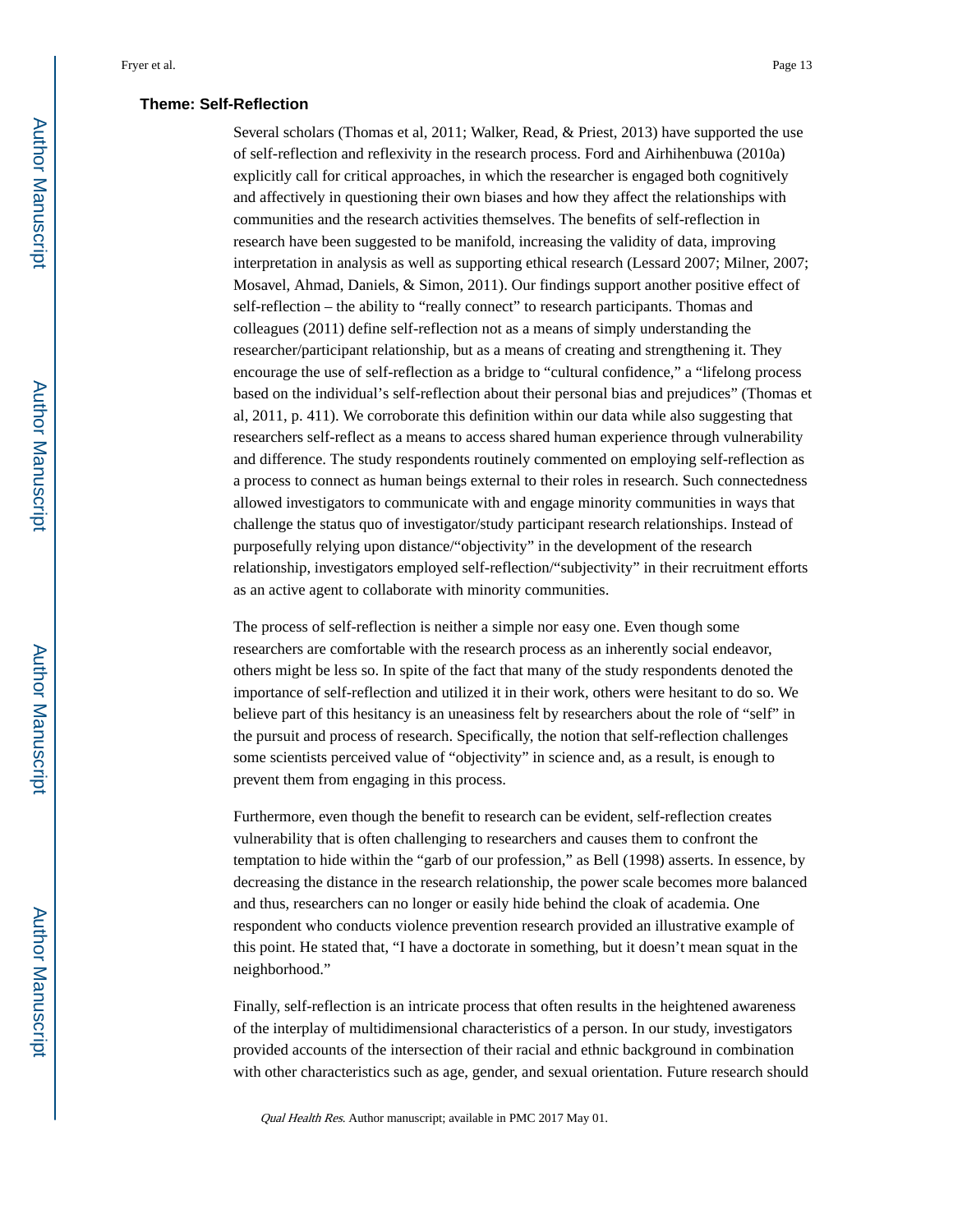### Theme: Self-Reflection

Several scholars (Thomas et al, 2011; Walker, Read, & Priest, 2013) have supported the use of self-reflection and reflexivity in the research process. Ford and Airhihenbuwa (2010a) explicitly call for critical approaches, in which the researcher is engaged both cognitively and affectively in questioning their own biases and how they affect the relationships with communities and the research activities themselves. The benefits of self-reflection in research have been suggested to be manifold, increasing the validity of data, improving interpretation in analysis as well as supporting ethical research (Lessard 2007; Milner, 2007; Mosavel, Ahmad, Daniels, & Simon, 2011). Our findings support another positive effect of self-reflection – the ability to "really connect" to research participants. Thomas and colleagues (2011) define self-reflection not as a means of simply understanding the researcher/participant relationship, but as a means of creating and strengthening it. They encourage the use of self-reflection as a bridge to "cultural confidence," a "lifelong process based on the individual's self-reflection about their personal bias and prejudices" (Thomas et al, 2011, p. 411). We corroborate this definition within our data while also suggesting that researchers self-reflect as a means to access shared human experience through vulnerability and difference. The study respondents routinely commented on employing self-reflection as a process to connect as human beings external to their roles in research. Such connectedness allowed investigators to communicate with and engage minority communities in ways that challenge the status quo of investigator/study participant research relationships. Instead of purposefully relying upon distance/"objectivity" in the development of the research relationship, investigators employed self-reflection/"subjectivity" in their recruitment efforts as an active agent to collaborate with minority communities.

The process of self-reflection is neither a simple nor easy one. Even though some researchers are comfortable with the research process as an inherently social endeavor, others might be less so. In spite of the fact that many of the study respondents denoted the importance of self-reflection and utilized it in their work, others were hesitant to do so. We believe part of this hesitancy is an uneasiness felt by researchers about the role of "self" in the pursuit and process of research. Specifically, the notion that self-reflection challenges some scientists perceived value of "objectivity" in science and, as a result, is enough to prevent them from engaging in this process.

Furthermore, even though the benefit to research can be evident, self-reflection creates vulnerability that is often challenging to researchers and causes them to confront the temptation to hide within the "garb of our profession," as Bell (1998) asserts. In essence, by decreasing the distance in the research relationship, the power scale becomes more balanced and thus, researchers can no longer or easily hide behind the cloak of academia. One respondent who conducts violence prevention research provided an illustrative example of this point. He stated that, "I have a doctorate in something, but it doesn't mean squat in the neighborhood."

Finally, self-reflection is an intricate process that often results in the heightened awareness of the interplay of multidimensional characteristics of a person. In our study, investigators provided accounts of the intersection of their racial and ethnic background in combination with other characteristics such as age, gender, and sexual orientation. Future research should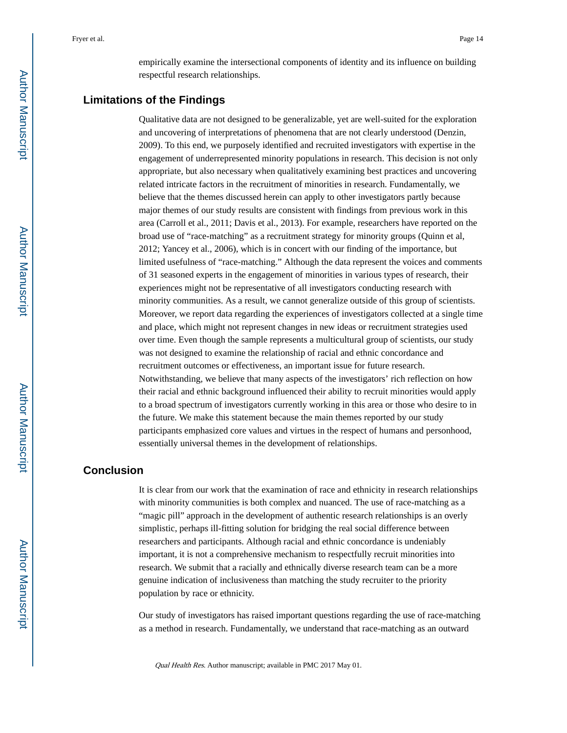empirically examine the intersectional components of identity and its influence on building respectful research relationships.

## Limitations of the Findings

Qualitative data are not designed to be generalizable, yet are well-suited for the exploration and uncovering of interpretations of phenomena that are not clearly understood (Denzin, 2009). To this end, we purposely identified and recruited investigators with expertise in the engagement of underrepresented minority populations in research. This decision is not only appropriate, but also necessary when qualitatively examining best practices and uncovering related intricate factors in the recruitment of minorities in research. Fundamentally, we believe that the themes discussed herein can apply to other investigators partly because major themes of our study results are consistent with findings from previous work in this area (Carroll et al., 2011; Davis et al., 2013). For example, researchers have reported on the broad use of "race-matching" as a recruitment strategy for minority groups (Quinn et al, 2012; Yancey et al., 2006), which is in concert with our finding of the importance, but limited usefulness of "race-matching." Although the data represent the voices and comments of 31 seasoned experts in the engagement of minorities in various types of research, their experiences might not be representative of all investigators conducting research with minority communities. As a result, we cannot generalize outside of this group of scientists. Moreover, we report data regarding the experiences of investigators collected at a single time and place, which might not represent changes in new ideas or recruitment strategies used over time. Even though the sample represents a multicultural group of scientists, our study was not designed to examine the relationship of racial and ethnic concordance and recruitment outcomes or effectiveness, an important issue for future research. Notwithstanding, we believe that many aspects of the investigators' rich reflection on how their racial and ethnic background influenced their ability to recruit minorities would apply to a broad spectrum of investigators currently working in this area or those who desire to in the future. We make this statement because the main themes reported by our study participants emphasized core values and virtues in the respect of humans and personhood, essentially universal themes in the development of relationships.

## Conclusion

It is clear from our work that the examination of race and ethnicity in research relationships with minority communities is both complex and nuanced. The use of race-matching as a "magic pill" approach in the development of authentic research relationships is an overly simplistic, perhaps ill-fitting solution for bridging the real social difference between researchers and participants. Although racial and ethnic concordance is undeniably important, it is not a comprehensive mechanism to respectfully recruit minorities into research. We submit that a racially and ethnically diverse research team can be a more genuine indication of inclusiveness than matching the study recruiter to the priority population by race or ethnicity.

Our study of investigators has raised important questions regarding the use of race-matching as a method in research. Fundamentally, we understand that race-matching as an outward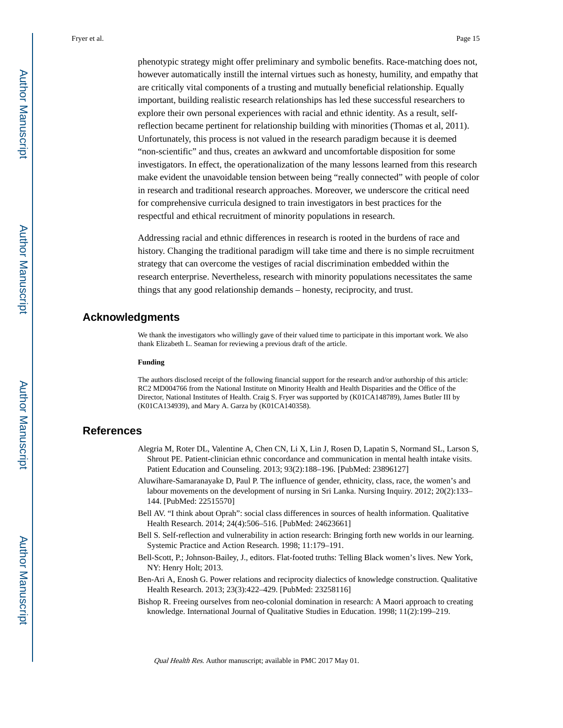phenotypic strategy might offer preliminary and symbolic benefits. Race-matching does not, however automatically instill the internal virtues such as honesty, humility, and empathy that are critically vital components of a trusting and mutually beneficial relationship. Equally important, building realistic research relationships has led these successful researchers to explore their own personal experiences with racial and ethnic identity. As a result, self-reflection became pertinent for relationship building with minorities (Thomas et al, 2011). Unfortunately, this process is not valued in the research paradigm because it is deemed "non-scientific" and thus, creates an awkward and uncomfortable disposition for some investigators. In effect, the operationalization of the many lessons learned from this research make evident the unavoidable tension between being "really connected" with people of color in research and traditional research approaches. Moreover, we underscore the critical need for comprehensive curricula designed to train investigators in best practices for the respectful and ethical recruitment of minority populations in research.

Addressing racial and ethnic differences in research is rooted in the burdens of race and history. Changing the traditional paradigm will take time and there is no simple recruitment strategy that can overcome the vestiges of racial discrimination embedded within the research enterprise. Nevertheless, research with minority populations necessitates the same things that any good relationship demands – honesty, reciprocity, and trust.

## Acknowledgments

We thank the investigators who willingly gave of their valued time to participate in this important work. We also thank Elizabeth L. Seaman for reviewing a previous draft of the article.

### Funding

The authors disclosed receipt of the following financial support for the research and/or authorship of this article: RC2 MD004766 from the National Institute on Minority Health and Health Disparities and the Office of the Director, National Institutes of Health. Craig S. Fryer was supported by (K01CA148789), James Butler III by (K01CA134939), and Mary A. Garza by (K01CA140358).

## References

Alegria M, Roter DL, Valentine A, Chen CN, Li X, Lin J, Rosen D, Lapatin S, Normand SL, Larson S, Shrout PE. Patient-clinician ethnic concordance and communication in mental health intake visits. Patient Education and Counseling. 2013; 93(2):188–196. [PubMed: 23896127]

Aluwihare-Samaranayake D, Paul P. The influence of gender, ethnicity, class, race, the women's and labour movements on the development of nursing in Sri Lanka. Nursing Inquiry. 2012; 20(2):133–144. [PubMed: 22515570]

Bell AV. "I think about Oprah": social class differences in sources of health information. Qualitative Health Research. 2014; 24(4):506–516. [PubMed: 24623661]

Bell S. Self-reflection and vulnerability in action research: Bringing forth new worlds in our learning. Systemic Practice and Action Research. 1998; 11:179–191.

Bell-Scott, P.; Johnson-Bailey, J., editors. Flat-footed truths: Telling Black women's lives. New York, NY: Henry Holt; 2013.

Ben-Ari A, Enosh G. Power relations and reciprocity dialectics of knowledge construction. Qualitative Health Research. 2013; 23(3):422–429. [PubMed: 23258116]

Bishop R. Freeing ourselves from neo-colonial domination in research: A Maori approach to creating knowledge. International Journal of Qualitative Studies in Education. 1998; 11(2):199–219.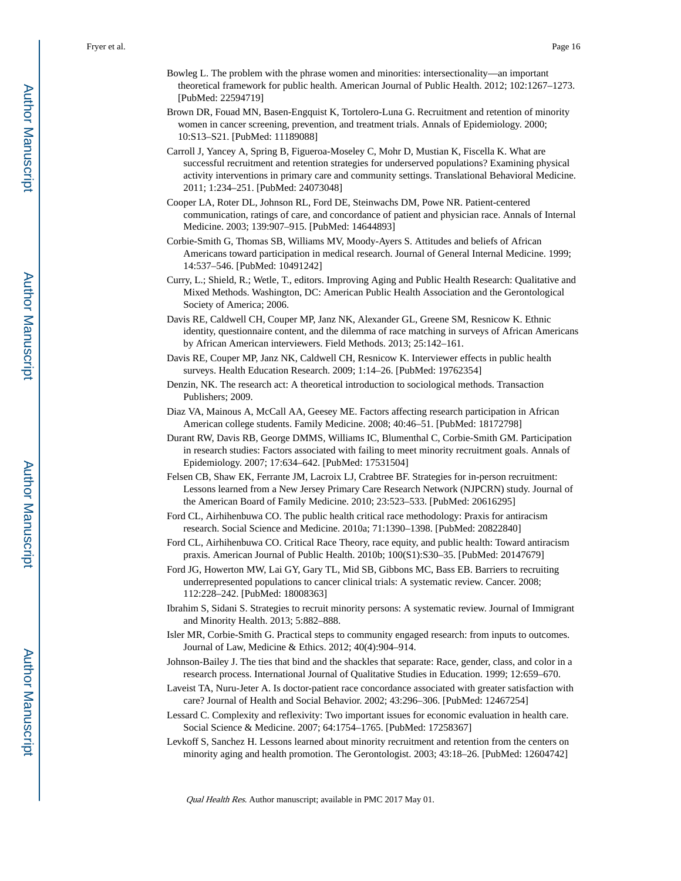Bowleg L. The problem with the phrase women and minorities: intersectionality—an important theoretical framework for public health. American Journal of Public Health. 2012; 102:1267–1273. [PubMed: 22594719]

Brown DR, Fouad MN, Basen-Engquist K, Tortolero-Luna G. Recruitment and retention of minority women in cancer screening, prevention, and treatment trials. Annals of Epidemiology. 2000; 10:S13–S21. [PubMed: 11189088]

Carroll J, Yancey A, Spring B, Figueroa-Moseley C, Mohr D, Mustian K, Fiscella K. What are successful recruitment and retention strategies for underserved populations? Examining physical activity interventions in primary care and community settings. Translational Behavioral Medicine. 2011; 1:234–251. [PubMed: 24073048]

Cooper LA, Roter DL, Johnson RL, Ford DE, Steinwachs DM, Powe NR. Patient-centered communication, ratings of care, and concordance of patient and physician race. Annals of Internal Medicine. 2003; 139:907–915. [PubMed: 14644893]

Corbie-Smith G, Thomas SB, Williams MV, Moody-Ayers S. Attitudes and beliefs of African Americans toward participation in medical research. Journal of General Internal Medicine. 1999; 14:537–546. [PubMed: 10491242]

Curry, L.; Shield, R.; Wetle, T., editors. Improving Aging and Public Health Research: Qualitative and Mixed Methods. Washington, DC: American Public Health Association and the Gerontological Society of America; 2006.

Davis RE, Caldwell CH, Couper MP, Janz NK, Alexander GL, Greene SM, Resnicow K. Ethnic identity, questionnaire content, and the dilemma of race matching in surveys of African Americans by African American interviewers. Field Methods. 2013; 25:142–161.

Davis RE, Couper MP, Janz NK, Caldwell CH, Resnicow K. Interviewer effects in public health surveys. Health Education Research. 2009; 1:14–26. [PubMed: 19762354]

Denzin, NK. The research act: A theoretical introduction to sociological methods. Transaction Publishers; 2009.

Diaz VA, Mainous A, McCall AA, Geesey ME. Factors affecting research participation in African American college students. Family Medicine. 2008; 40:46–51. [PubMed: 18172798]

Durant RW, Davis RB, George DMMS, Williams IC, Blumenthal C, Corbie-Smith GM. Participation in research studies: Factors associated with failing to meet minority recruitment goals. Annals of Epidemiology. 2007; 17:634–642. [PubMed: 17531504]

Felsen CB, Shaw EK, Ferrante JM, Lacroix LJ, Crabtree BF. Strategies for in-person recruitment: Lessons learned from a New Jersey Primary Care Research Network (NJPCRN) study. Journal of the American Board of Family Medicine. 2010; 23:523–533. [PubMed: 20616295]

Ford CL, Airhihenbuwa CO. The public health critical race methodology: Praxis for antiracism research. Social Science and Medicine. 2010a; 71:1390–1398. [PubMed: 20822840]

Ford CL, Airhihenbuwa CO. Critical Race Theory, race equity, and public health: Toward antiracism praxis. American Journal of Public Health. 2010b; 100(S1):S30–35. [PubMed: 20147679]

Ford JG, Howerton MW, Lai GY, Gary TL, Mid SB, Gibbons MC, Bass EB. Barriers to recruiting underrepresented populations to cancer clinical trials: A systematic review. Cancer. 2008; 112:228–242. [PubMed: 18008363]

Ibrahim S, Sidani S. Strategies to recruit minority persons: A systematic review. Journal of Immigrant and Minority Health. 2013; 5:882–888.

Isler MR, Corbie-Smith G. Practical steps to community engaged research: from inputs to outcomes. Journal of Law, Medicine & Ethics. 2012; 40(4):904–914.

Johnson-Bailey J. The ties that bind and the shackles that separate: Race, gender, class, and color in a research process. International Journal of Qualitative Studies in Education. 1999; 12:659–670.

Laveist TA, Nuru-Jeter A. Is doctor-patient race concordance associated with greater satisfaction with care? Journal of Health and Social Behavior. 2002; 43:296–306. [PubMed: 12467254]

Lessard C. Complexity and reflexivity: Two important issues for economic evaluation in health care. Social Science & Medicine. 2007; 64:1754–1765. [PubMed: 17258367]

Levkoff S, Sanchez H. Lessons learned about minority recruitment and retention from the centers on minority aging and health promotion. The Gerontologist. 2003; 43:18–26. [PubMed: 12604742]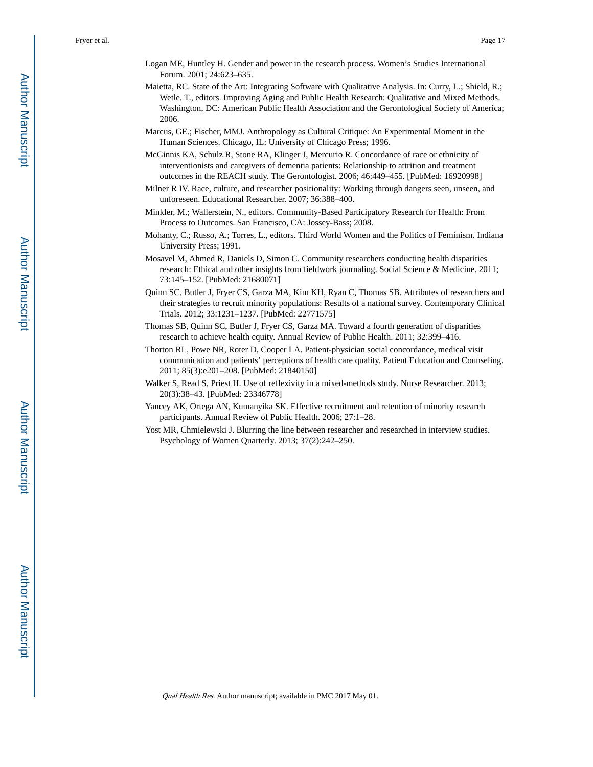Logan ME, Huntley H. Gender and power in the research process. Women's Studies International Forum. 2001; 24:623–635.

Maietta, RC. State of the Art: Integrating Software with Qualitative Analysis. In: Curry, L.; Shield, R.; Wetle, T., editors. Improving Aging and Public Health Research: Qualitative and Mixed Methods. Washington, DC: American Public Health Association and the Gerontological Society of America; 2006.

Marcus, GE.; Fischer, MMJ. Anthropology as Cultural Critique: An Experimental Moment in the Human Sciences. Chicago, IL: University of Chicago Press; 1996.

McGinnis KA, Schulz R, Stone RA, Klinger J, Mercurio R. Concordance of race or ethnicity of interventionists and caregivers of dementia patients: Relationship to attrition and treatment outcomes in the REACH study. The Gerontologist. 2006; 46:449–455. [PubMed: 16920998]

Milner R IV. Race, culture, and researcher positionality: Working through dangers seen, unseen, and unforeseen. Educational Researcher. 2007; 36:388–400.

Minkler, M.; Wallerstein, N., editors. Community-Based Participatory Research for Health: From Process to Outcomes. San Francisco, CA: Jossey-Bass; 2008.

Mohanty, C.; Russo, A.; Torres, L., editors. Third World Women and the Politics of Feminism. Indiana University Press; 1991.

Mosavel M, Ahmed R, Daniels D, Simon C. Community researchers conducting health disparities research: Ethical and other insights from fieldwork journaling. Social Science & Medicine. 2011; 73:145–152. [PubMed: 21680071]

Quinn SC, Butler J, Fryer CS, Garza MA, Kim KH, Ryan C, Thomas SB. Attributes of researchers and their strategies to recruit minority populations: Results of a national survey. Contemporary Clinical Trials. 2012; 33:1231–1237. [PubMed: 22771575]

Thomas SB, Quinn SC, Butler J, Fryer CS, Garza MA. Toward a fourth generation of disparities research to achieve health equity. Annual Review of Public Health. 2011; 32:399–416.

Thorton RL, Powe NR, Roter D, Cooper LA. Patient-physician social concordance, medical visit communication and patients' perceptions of health care quality. Patient Education and Counseling. 2011; 85(3):e201–208. [PubMed: 21840150]

Walker S, Read S, Priest H. Use of reflexivity in a mixed-methods study. Nurse Researcher. 2013; 20(3):38–43. [PubMed: 23346778]

Yancey AK, Ortega AN, Kumanyika SK. Effective recruitment and retention of minority research participants. Annual Review of Public Health. 2006; 27:1–28.

Yost MR, Chmielewski J. Blurring the line between researcher and researched in interview studies. Psychology of Women Quarterly. 2013; 37(2):242–250.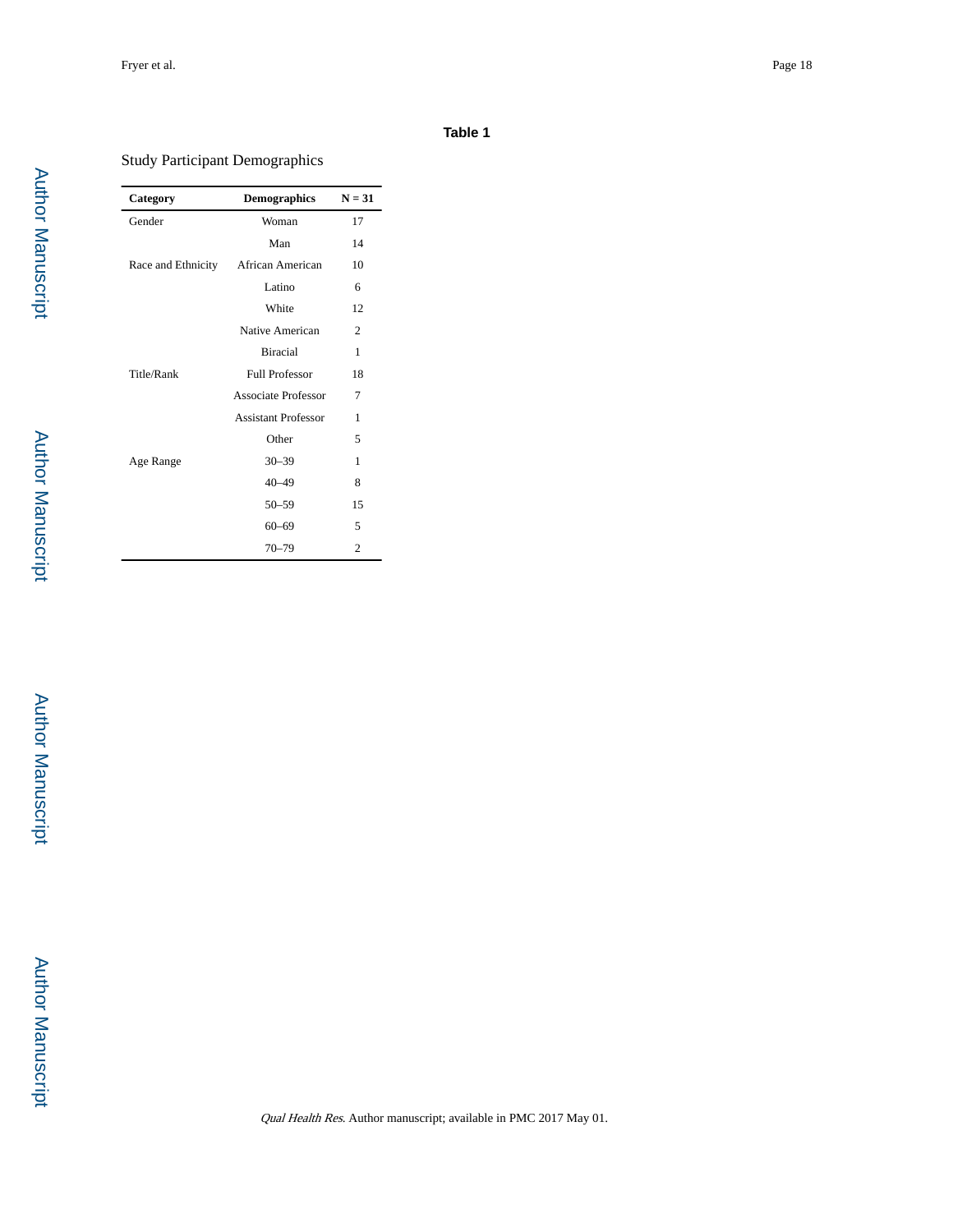**Table 1**

Study Participant Demographics

| Category | Demographics | N = 31 |
| --- | --- | --- |
| Gender | Woman | 17 |
| | Man | 14 |
| Race and Ethnicity | African American | 10 |
| | Latino | 6 |
| | White | 12 |
| | Native American | 2 |
| | Biracial | 1 |
| Title/Rank | Full Professor | 18 |
| | Associate Professor | 7 |
| | Assistant Professor | 1 |
| | Other | 5 |
| Age Range | 30–39 | 1 |
| | 40–49 | 8 |
| | 50–59 | 15 |
| | 60–69 | 5 |
| | 70–79 | 2 |